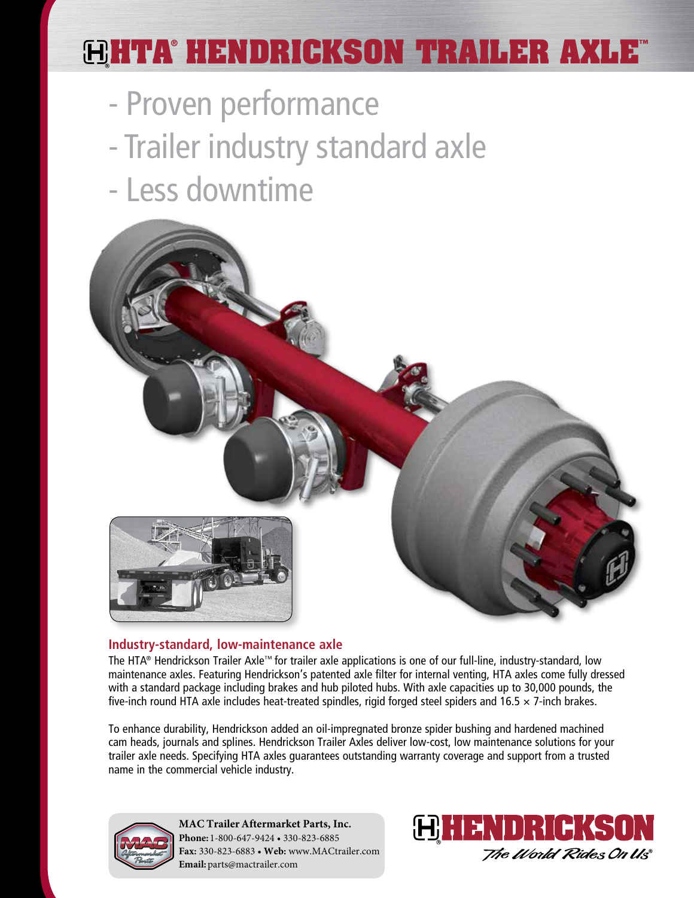# HTA® HENDRICKSON TRAILER AXLE™

- Proven performance
- Trailer industry standard axle
- Less downtime

## Industry-standard, low-maintenance axle

The HTA® Hendrickson Trailer Axle™ for trailer axle applications is one of our full-line, industry-standard, low maintenance axles. Featuring Hendrickson's patented axle filter for internal venting, HTA axles come fully dressed with a standard package including brakes and hub piloted hubs. With axle capacities up to 30,000 pounds, the five-inch round HTA axle includes heat-treated spindles, rigid forged steel spiders and 16.5 × 7-inch brakes.

To enhance durability, Hendrickson added an oil-impregnated bronze spider bushing and hardened machined cam heads, journals and splines. Hendrickson Trailer Axles deliver low-cost, low maintenance solutions for your trailer axle needs. Specifying HTA axles guarantees outstanding warranty coverage and support from a trusted name in the commercial vehicle industry.

**MAC Trailer Aftermarket Parts, Inc.**
**Phone:** 1-800-647-9424 • 330-823-6885
**Fax:** 330-823-6883 • **Web:** www.MACtrailer.com
**Email:** parts@mactrailer.com

HENDRICKSON
*The World Rides On Us®*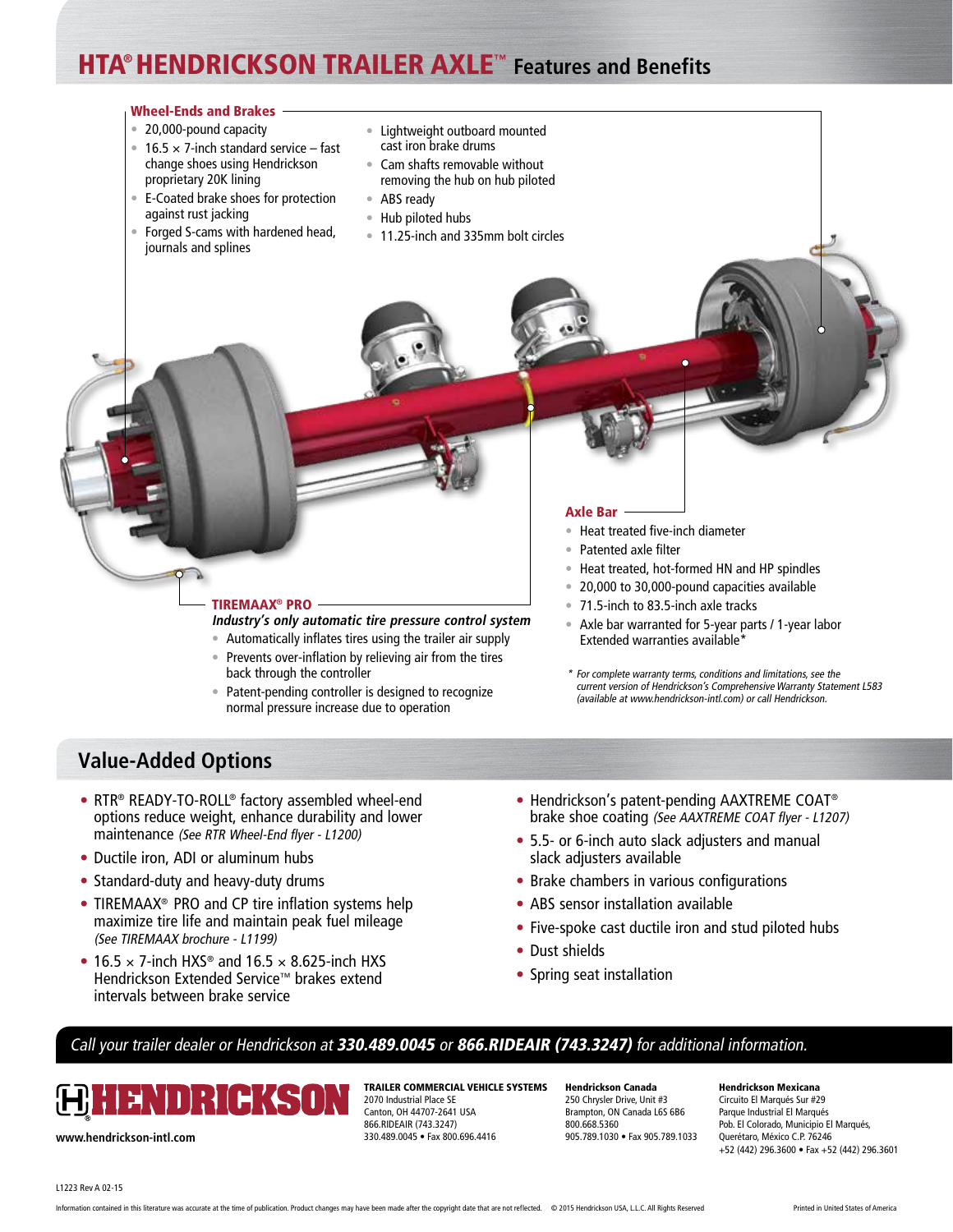# HTA® HENDRICKSON TRAILER AXLE™ Features and Benefits

## Wheel-Ends and Brakes

- 20,000-pound capacity
- 16.5 × 7-inch standard service – fast change shoes using Hendrickson proprietary 20K lining
- E-Coated brake shoes for protection against rust jacking
- Forged S-cams with hardened head, journals and splines
- Lightweight outboard mounted cast iron brake drums
- Cam shafts removable without removing the hub on hub piloted
- ABS ready
- Hub piloted hubs
- 11.25-inch and 335mm bolt circles

## Axle Bar

- Heat treated five-inch diameter
- Patented axle filter
- Heat treated, hot-formed HN and HP spindles
- 20,000 to 30,000-pound capacities available
- 71.5-inch to 83.5-inch axle tracks
- Axle bar warranted for 5-year parts / 1-year labor
  Extended warranties available*

*\* For complete warranty terms, conditions and limitations, see the current version of Hendrickson's Comprehensive Warranty Statement L583 (available at www.hendrickson-intl.com) or call Hendrickson.*

## TIREMAAX® PRO

***Industry's only automatic tire pressure control system***

- Automatically inflates tires using the trailer air supply
- Prevents over-inflation by relieving air from the tires back through the controller
- Patent-pending controller is designed to recognize normal pressure increase due to operation

## Value-Added Options

- RTR® READY-TO-ROLL® factory assembled wheel-end options reduce weight, enhance durability and lower maintenance *(See RTR Wheel-End flyer - L1200)*
- Ductile iron, ADI or aluminum hubs
- Standard-duty and heavy-duty drums
- TIREMAAX® PRO and CP tire inflation systems help maximize tire life and maintain peak fuel mileage *(See TIREMAAX brochure - L1199)*
- 16.5 × 7-inch HXS® and 16.5 × 8.625-inch HXS Hendrickson Extended Service™ brakes extend intervals between brake service
- Hendrickson's patent-pending AAXTREME COAT® brake shoe coating *(See AAXTREME COAT flyer - L1207)*
- 5.5- or 6-inch auto slack adjusters and manual slack adjusters available
- Brake chambers in various configurations
- ABS sensor installation available
- Five-spoke cast ductile iron and stud piloted hubs
- Dust shields
- Spring seat installation

*Call your trailer dealer or Hendrickson at **330.489.0045** or **866.RIDEAIR (743.3247)** for additional information.*

**HENDRICKSON**

www.hendrickson-intl.com

**TRAILER COMMERCIAL VEHICLE SYSTEMS**
2070 Industrial Place SE
Canton, OH 44707-2641 USA
866.RIDEAIR (743.3247)
330.489.0045 • Fax 800.696.4416

**Hendrickson Canada**
250 Chrysler Drive, Unit #3
Brampton, ON Canada L6S 6B6
800.668.5360
905.789.1030 • Fax 905.789.1033

**Hendrickson Mexicana**
Circuito El Marqués Sur #29
Parque Industrial El Marqués
Pob. El Colorado, Municipio El Marqués,
Querétaro, México C.P. 76246
+52 (442) 296.3600 • Fax +52 (442) 296.3601

L1223 Rev A 02-15

Information contained in this literature was accurate at the time of publication. Product changes may have been made after the copyright date that are not reflected. © 2015 Hendrickson USA, L.L.C. All Rights Reserved

Printed in United States of America